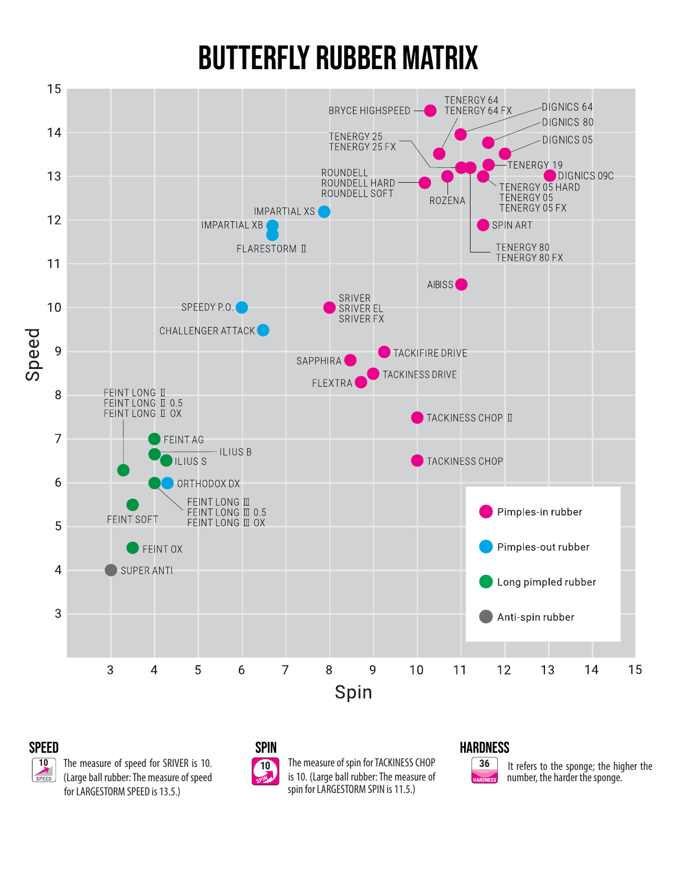# BUTTERFLY RUBBER MATRIX

Chart axes: Speed (vertical, 3–15) vs. Spin (horizontal, 3–15).

Legend:
- Pimples-in rubber
- Pimples-out rubber
- Long pimpled rubber
- Anti-spin rubber

Labels: BRYCE HIGHSPEED; TENERGY 64, TENERGY 64 FX; DIGNICS 64; DIGNICS 80; DIGNICS 05; TENERGY 25, TENERGY 25 FX; TENERGY 19; DIGNICS 09C; ROUNDELL, ROUNDELL HARD, ROUNDELL SOFT; ROZENA; TENERGY 05 HARD, TENERGY 05, TENERGY 05 FX; IMPARTIAL XS; IMPARTIAL XB; FLARESTORM Ⅱ; SPIN ART; TENERGY 80, TENERGY 80 FX; AIBISS; SPEEDY P.O.; SRIVER, SRIVER EL, SRIVER FX; CHALLENGER ATTACK; TACKIFIRE DRIVE; SAPPHIRA; TACKINESS DRIVE; FLEXTRA; FEINT LONG Ⅱ, FEINT LONG Ⅱ 0.5, FEINT LONG Ⅱ OX; TACKINESS CHOP Ⅱ; FEINT AG; ILIUS B; ILIUS S; TACKINESS CHOP; ORTHODOX DX; FEINT LONG Ⅲ, FEINT LONG Ⅲ 0.5, FEINT LONG Ⅲ OX; FEINT SOFT; FEINT OX; SUPER ANTI

## SPEED

10 SPEED — The measure of speed for SRIVER is 10. (Large ball rubber: The measure of speed for LARGESTORM SPEED is 13.5.)

## SPIN

10 SPIN — The measure of spin for TACKINESS CHOP is 10. (Large ball rubber: The measure of spin for LARGESTORM SPIN is 11.5.)

## HARDNESS

36 HARDNESS — It refers to the sponge; the higher the number, the harder the sponge.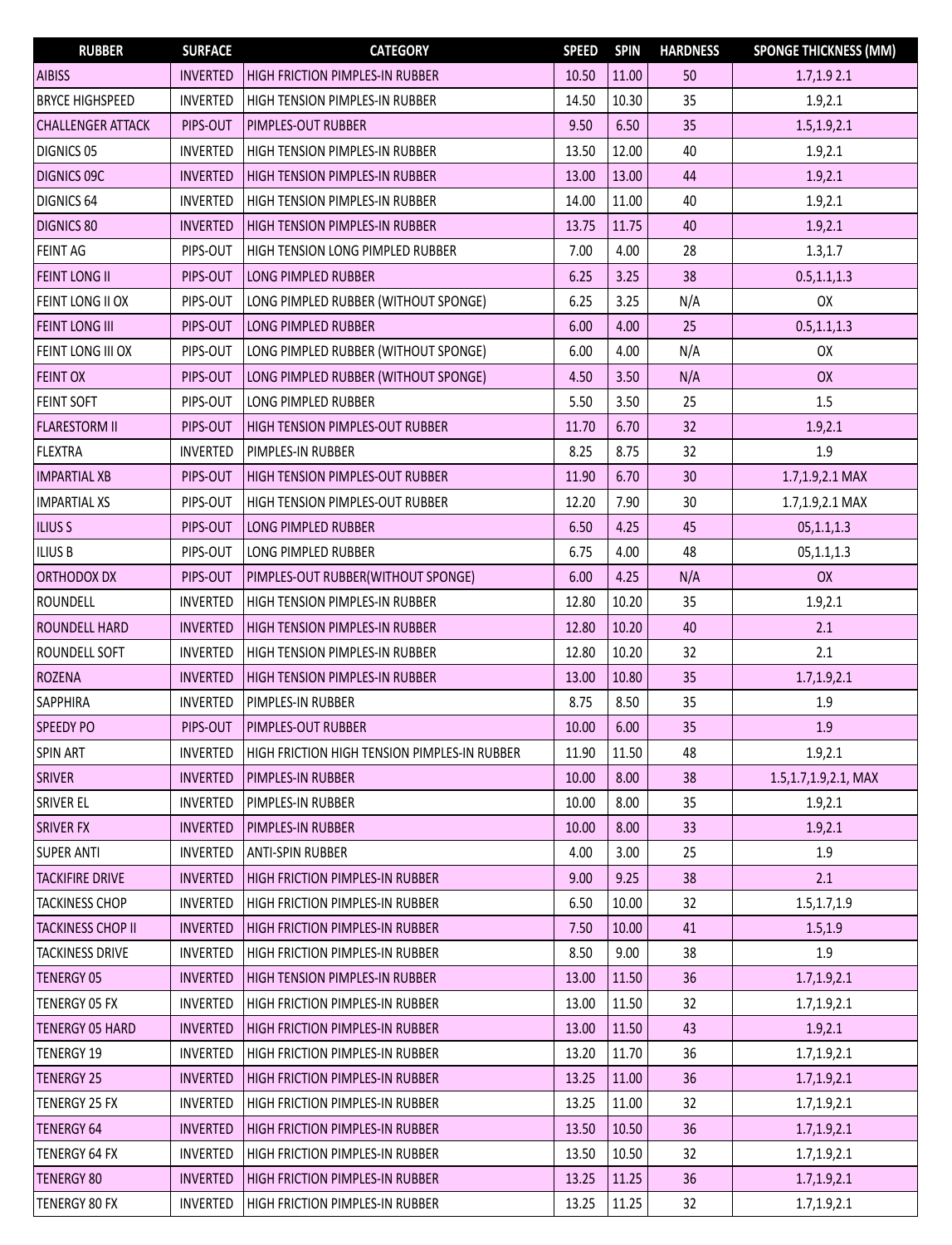| RUBBER | SURFACE | CATEGORY | SPEED | SPIN | HARDNESS | SPONGE THICKNESS (MM) |
|---|---|---|---|---|---|---|
| AIBISS | INVERTED | HIGH FRICTION PIMPLES-IN RUBBER | 10.50 | 11.00 | 50 | 1.7,1.9 2.1 |
| BRYCE HIGHSPEED | INVERTED | HIGH TENSION PIMPLES-IN RUBBER | 14.50 | 10.30 | 35 | 1.9,2.1 |
| CHALLENGER ATTACK | PIPS-OUT | PIMPLES-OUT RUBBER | 9.50 | 6.50 | 35 | 1.5,1.9,2.1 |
| DIGNICS 05 | INVERTED | HIGH TENSION PIMPLES-IN RUBBER | 13.50 | 12.00 | 40 | 1.9,2.1 |
| DIGNICS 09C | INVERTED | HIGH TENSION PIMPLES-IN RUBBER | 13.00 | 13.00 | 44 | 1.9,2.1 |
| DIGNICS 64 | INVERTED | HIGH TENSION PIMPLES-IN RUBBER | 14.00 | 11.00 | 40 | 1.9,2.1 |
| DIGNICS 80 | INVERTED | HIGH TENSION PIMPLES-IN RUBBER | 13.75 | 11.75 | 40 | 1.9,2.1 |
| FEINT AG | PIPS-OUT | HIGH TENSION LONG PIMPLED RUBBER | 7.00 | 4.00 | 28 | 1.3,1.7 |
| FEINT LONG II | PIPS-OUT | LONG PIMPLED RUBBER | 6.25 | 3.25 | 38 | 0.5,1.1,1.3 |
| FEINT LONG II OX | PIPS-OUT | LONG PIMPLED RUBBER (WITHOUT SPONGE) | 6.25 | 3.25 | N/A | OX |
| FEINT LONG III | PIPS-OUT | LONG PIMPLED RUBBER | 6.00 | 4.00 | 25 | 0.5,1.1,1.3 |
| FEINT LONG III OX | PIPS-OUT | LONG PIMPLED RUBBER (WITHOUT SPONGE) | 6.00 | 4.00 | N/A | OX |
| FEINT OX | PIPS-OUT | LONG PIMPLED RUBBER (WITHOUT SPONGE) | 4.50 | 3.50 | N/A | OX |
| FEINT SOFT | PIPS-OUT | LONG PIMPLED RUBBER | 5.50 | 3.50 | 25 | 1.5 |
| FLARESTORM II | PIPS-OUT | HIGH TENSION PIMPLES-OUT RUBBER | 11.70 | 6.70 | 32 | 1.9,2.1 |
| FLEXTRA | INVERTED | PIMPLES-IN RUBBER | 8.25 | 8.75 | 32 | 1.9 |
| IMPARTIAL XB | PIPS-OUT | HIGH TENSION PIMPLES-OUT RUBBER | 11.90 | 6.70 | 30 | 1.7,1.9,2.1 MAX |
| IMPARTIAL XS | PIPS-OUT | HIGH TENSION PIMPLES-OUT RUBBER | 12.20 | 7.90 | 30 | 1.7,1.9,2.1 MAX |
| ILIUS S | PIPS-OUT | LONG PIMPLED RUBBER | 6.50 | 4.25 | 45 | 05,1.1,1.3 |
| ILIUS B | PIPS-OUT | LONG PIMPLED RUBBER | 6.75 | 4.00 | 48 | 05,1.1,1.3 |
| ORTHODOX DX | PIPS-OUT | PIMPLES-OUT RUBBER(WITHOUT SPONGE) | 6.00 | 4.25 | N/A | OX |
| ROUNDELL | INVERTED | HIGH TENSION PIMPLES-IN RUBBER | 12.80 | 10.20 | 35 | 1.9,2.1 |
| ROUNDELL HARD | INVERTED | HIGH TENSION PIMPLES-IN RUBBER | 12.80 | 10.20 | 40 | 2.1 |
| ROUNDELL SOFT | INVERTED | HIGH TENSION PIMPLES-IN RUBBER | 12.80 | 10.20 | 32 | 2.1 |
| ROZENA | INVERTED | HIGH TENSION PIMPLES-IN RUBBER | 13.00 | 10.80 | 35 | 1.7,1.9,2.1 |
| SAPPHIRA | INVERTED | PIMPLES-IN RUBBER | 8.75 | 8.50 | 35 | 1.9 |
| SPEEDY PO | PIPS-OUT | PIMPLES-OUT RUBBER | 10.00 | 6.00 | 35 | 1.9 |
| SPIN ART | INVERTED | HIGH FRICTION HIGH TENSION PIMPLES-IN RUBBER | 11.90 | 11.50 | 48 | 1.9,2.1 |
| SRIVER | INVERTED | PIMPLES-IN RUBBER | 10.00 | 8.00 | 38 | 1.5,1.7,1.9,2.1, MAX |
| SRIVER EL | INVERTED | PIMPLES-IN RUBBER | 10.00 | 8.00 | 35 | 1.9,2.1 |
| SRIVER FX | INVERTED | PIMPLES-IN RUBBER | 10.00 | 8.00 | 33 | 1.9,2.1 |
| SUPER ANTI | INVERTED | ANTI-SPIN RUBBER | 4.00 | 3.00 | 25 | 1.9 |
| TACKIFIRE DRIVE | INVERTED | HIGH FRICTION PIMPLES-IN RUBBER | 9.00 | 9.25 | 38 | 2.1 |
| TACKINESS CHOP | INVERTED | HIGH FRICTION PIMPLES-IN RUBBER | 6.50 | 10.00 | 32 | 1.5,1.7,1.9 |
| TACKINESS CHOP II | INVERTED | HIGH FRICTION PIMPLES-IN RUBBER | 7.50 | 10.00 | 41 | 1.5,1.9 |
| TACKINESS DRIVE | INVERTED | HIGH FRICTION PIMPLES-IN RUBBER | 8.50 | 9.00 | 38 | 1.9 |
| TENERGY 05 | INVERTED | HIGH TENSION PIMPLES-IN RUBBER | 13.00 | 11.50 | 36 | 1.7,1.9,2.1 |
| TENERGY 05 FX | INVERTED | HIGH FRICTION PIMPLES-IN RUBBER | 13.00 | 11.50 | 32 | 1.7,1.9,2.1 |
| TENERGY 05 HARD | INVERTED | HIGH FRICTION PIMPLES-IN RUBBER | 13.00 | 11.50 | 43 | 1.9,2.1 |
| TENERGY 19 | INVERTED | HIGH FRICTION PIMPLES-IN RUBBER | 13.20 | 11.70 | 36 | 1.7,1.9,2.1 |
| TENERGY 25 | INVERTED | HIGH FRICTION PIMPLES-IN RUBBER | 13.25 | 11.00 | 36 | 1.7,1.9,2.1 |
| TENERGY 25 FX | INVERTED | HIGH FRICTION PIMPLES-IN RUBBER | 13.25 | 11.00 | 32 | 1.7,1.9,2.1 |
| TENERGY 64 | INVERTED | HIGH FRICTION PIMPLES-IN RUBBER | 13.50 | 10.50 | 36 | 1.7,1.9,2.1 |
| TENERGY 64 FX | INVERTED | HIGH FRICTION PIMPLES-IN RUBBER | 13.50 | 10.50 | 32 | 1.7,1.9,2.1 |
| TENERGY 80 | INVERTED | HIGH FRICTION PIMPLES-IN RUBBER | 13.25 | 11.25 | 36 | 1.7,1.9,2.1 |
| TENERGY 80 FX | INVERTED | HIGH FRICTION PIMPLES-IN RUBBER | 13.25 | 11.25 | 32 | 1.7,1.9,2.1 |